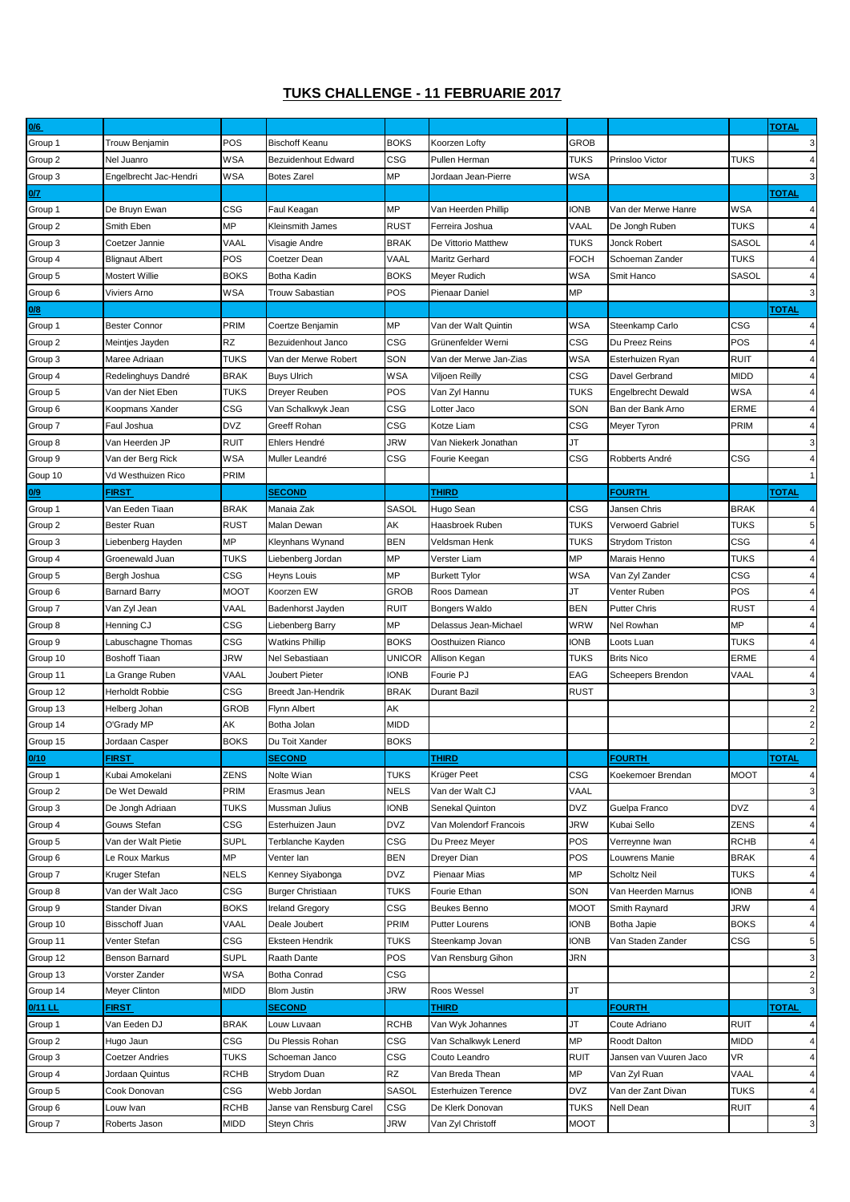# TUKS CHALLENGE - 11 FEBRUARIE 2017

| 0/6 | | | | | | | | | TOTAL |
|---|---|---|---|---|---|---|---|---|---|
| Group 1 | Trouw Benjamin | POS | Bischoff Keanu | BOKS | Koorzen Lofty | GROB | | | 3 |
| Group 2 | Nel Juanro | WSA | Bezuidenhout Edward | CSG | Pullen Herman | TUKS | Prinsloo Victor | TUKS | 4 |
| Group 3 | Engelbrecht Jac-Hendri | WSA | Botes Zarel | MP | Jordaan Jean-Pierre | WSA | | | 3 |
| **0/7** | | | | | | | | | **TOTAL** |
| Group 1 | De Bruyn Ewan | CSG | Faul Keagan | MP | Van Heerden Phillip | IONB | Van der Merwe Hanre | WSA | 4 |
| Group 2 | Smith Eben | MP | Kleinsmith James | RUST | Ferreira Joshua | VAAL | De Jongh Ruben | TUKS | 4 |
| Group 3 | Coetzer Jannie | VAAL | Visagie Andre | BRAK | De Vittorio Matthew | TUKS | Jonck Robert | SASOL | 4 |
| Group 4 | Blignaut Albert | POS | Coetzer Dean | VAAL | Maritz Gerhard | FOCH | Schoeman Zander | TUKS | 4 |
| Group 5 | Mostert Willie | BOKS | Botha Kadin | BOKS | Meyer Rudich | WSA | Smit Hanco | SASOL | 4 |
| Group 6 | Viviers Arno | WSA | Trouw Sabastian | POS | Pienaar Daniel | MP | | | 3 |
| **0/8** | | | | | | | | | **TOTAL** |
| Group 1 | Bester Connor | PRIM | Coertze Benjamin | MP | Van der Walt Quintin | WSA | Steenkamp Carlo | CSG | 4 |
| Group 2 | Meintjes Jayden | RZ | Bezuidenhout Janco | CSG | Grünenfelder Werni | CSG | Du Preez Reins | POS | 4 |
| Group 3 | Maree Adriaan | TUKS | Van der Merwe Robert | SON | Van der Merwe Jan-Zias | WSA | Esterhuizen Ryan | RUIT | 4 |
| Group 4 | Redelinghuys Dandré | BRAK | Buys Ulrich | WSA | Viljoen Reilly | CSG | Davel Gerbrand | MIDD | 4 |
| Group 5 | Van der Niet Eben | TUKS | Dreyer Reuben | POS | Van Zyl Hannu | TUKS | Engelbrecht Dewald | WSA | 4 |
| Group 6 | Koopmans Xander | CSG | Van Schalkwyk Jean | CSG | Lotter Jaco | SON | Ban der Bank Arno | ERME | 4 |
| Group 7 | Faul Joshua | DVZ | Greeff Rohan | CSG | Kotze Liam | CSG | Meyer Tyron | PRIM | 4 |
| Group 8 | Van Heerden JP | RUIT | Ehlers Hendré | JRW | Van Niekerk Jonathan | JT | | | 3 |
| Group 9 | Van der Berg Rick | WSA | Muller Leandré | CSG | Fourie Keegan | CSG | Robberts André | CSG | 4 |
| Goup 10 | Vd Westhuizen Rico | PRIM | | | | | | | 1 |
| **0/9** | **FIRST** | | **SECOND** | | **THIRD** | | **FOURTH** | | **TOTAL** |
| Group 1 | Van Eeden Tiaan | BRAK | Manaia Zak | SASOL | Hugo Sean | CSG | Jansen Chris | BRAK | 4 |
| Group 2 | Bester Ruan | RUST | Malan Dewan | AK | Haasbroek Ruben | TUKS | Verwoerd Gabriel | TUKS | 5 |
| Group 3 | Liebenberg Hayden | MP | Kleynhans Wynand | BEN | Veldsman Henk | TUKS | Strydom Triston | CSG | 4 |
| Group 4 | Groenewald Juan | TUKS | Liebenberg Jordan | MP | Verster Liam | MP | Marais Henno | TUKS | 4 |
| Group 5 | Bergh Joshua | CSG | Heyns Louis | MP | Burkett Tylor | WSA | Van Zyl Zander | CSG | 4 |
| Group 6 | Barnard Barry | MOOT | Koorzen EW | GROB | Roos Damean | JT | Venter Ruben | POS | 4 |
| Group 7 | Van Zyl Jean | VAAL | Badenhorst Jayden | RUIT | Bongers Waldo | BEN | Putter Chris | RUST | 4 |
| Group 8 | Henning CJ | CSG | Liebenberg Barry | MP | Delassus Jean-Michael | WRW | Nel Rowhan | MP | 4 |
| Group 9 | Labuschagne Thomas | CSG | Watkins Phillip | BOKS | Oosthuizen Rianco | IONB | Loots Luan | TUKS | 4 |
| Group 10 | Boshoff Tiaan | JRW | Nel Sebastiaan | UNICOR | Allison Kegan | TUKS | Brits Nico | ERME | 4 |
| Group 11 | La Grange Ruben | VAAL | Joubert Pieter | IONB | Fourie PJ | EAG | Scheepers Brendon | VAAL | 4 |
| Group 12 | Herholdt Robbie | CSG | Breedt Jan-Hendrik | BRAK | Durant Bazil | RUST | | | 3 |
| Group 13 | Helberg Johan | GROB | Flynn Albert | AK | | | | | 2 |
| Group 14 | O'Grady MP | AK | Botha Jolan | MIDD | | | | | 2 |
| Group 15 | Jordaan Casper | BOKS | Du Toit Xander | BOKS | | | | | 2 |
| **0/10** | **FIRST** | | **SECOND** | | **THIRD** | | **FOURTH** | | **TOTAL** |
| Group 1 | Kubai Amokelani | ZENS | Nolte Wian | TUKS | Krüger Peet | CSG | Koekemoer Brendan | MOOT | 4 |
| Group 2 | De Wet Dewald | PRIM | Erasmus Jean | NELS | Van der Walt CJ | VAAL | | | 3 |
| Group 3 | De Jongh Adriaan | TUKS | Mussman Julius | IONB | Senekal Quinton | DVZ | Guelpa Franco | DVZ | 4 |
| Group 4 | Gouws Stefan | CSG | Esterhuizen Jaun | DVZ | Van Molendorf Francois | JRW | Kubai Sello | ZENS | 4 |
| Group 5 | Van der Walt Pietie | SUPL | Terblanche Kayden | CSG | Du Preez Meyer | POS | Verreynne Iwan | RCHB | 4 |
| Group 6 | Le Roux Markus | MP | Venter Ian | BEN | Dreyer Dian | POS | Louwrens Manie | BRAK | 4 |
| Group 7 | Kruger Stefan | NELS | Kenney Siyabonga | DVZ | Pienaar Mias | MP | Scholtz Neil | TUKS | 4 |
| Group 8 | Van der Walt Jaco | CSG | Burger Christiaan | TUKS | Fourie Ethan | SON | Van Heerden Marnus | IONB | 4 |
| Group 9 | Stander Divan | BOKS | Ireland Gregory | CSG | Beukes Benno | MOOT | Smith Raynard | JRW | 4 |
| Group 10 | Bisschoff Juan | VAAL | Deale Joubert | PRIM | Putter Lourens | IONB | Botha Japie | BOKS | 4 |
| Group 11 | Venter Stefan | CSG | Eksteen Hendrik | TUKS | Steenkamp Jovan | IONB | Van Staden Zander | CSG | 5 |
| Group 12 | Benson Barnard | SUPL | Raath Dante | POS | Van Rensburg Gihon | JRN | | | 3 |
| Group 13 | Vorster Zander | WSA | Botha Conrad | CSG | | | | | 2 |
| Group 14 | Meyer Clinton | MIDD | Blom Justin | JRW | Roos Wessel | JT | | | 3 |
| **0/11 LL** | **FIRST** | | **SECOND** | | **THIRD** | | **FOURTH** | | **TOTAL** |
| Group 1 | Van Eeden DJ | BRAK | Louw Luvaan | RCHB | Van Wyk Johannes | JT | Coute Adriano | RUIT | 4 |
| Group 2 | Hugo Jaun | CSG | Du Plessis Rohan | CSG | Van Schalkwyk Lenerd | MP | Roodt Dalton | MIDD | 4 |
| Group 3 | Coetzer Andries | TUKS | Schoeman Janco | CSG | Couto Leandro | RUIT | Jansen van Vuuren Jaco | VR | 4 |
| Group 4 | Jordaan Quintus | RCHB | Strydom Duan | RZ | Van Breda Thean | MP | Van Zyl Ruan | VAAL | 4 |
| Group 5 | Cook Donovan | CSG | Webb Jordan | SASOL | Esterhuizen Terence | DVZ | Van der Zant Divan | TUKS | 4 |
| Group 6 | Louw Ivan | RCHB | Janse van Rensburg Carel | CSG | De Klerk Donovan | TUKS | Nell Dean | RUIT | 4 |
| Group 7 | Roberts Jason | MIDD | Steyn Chris | JRW | Van Zyl Christoff | MOOT | | | 3 |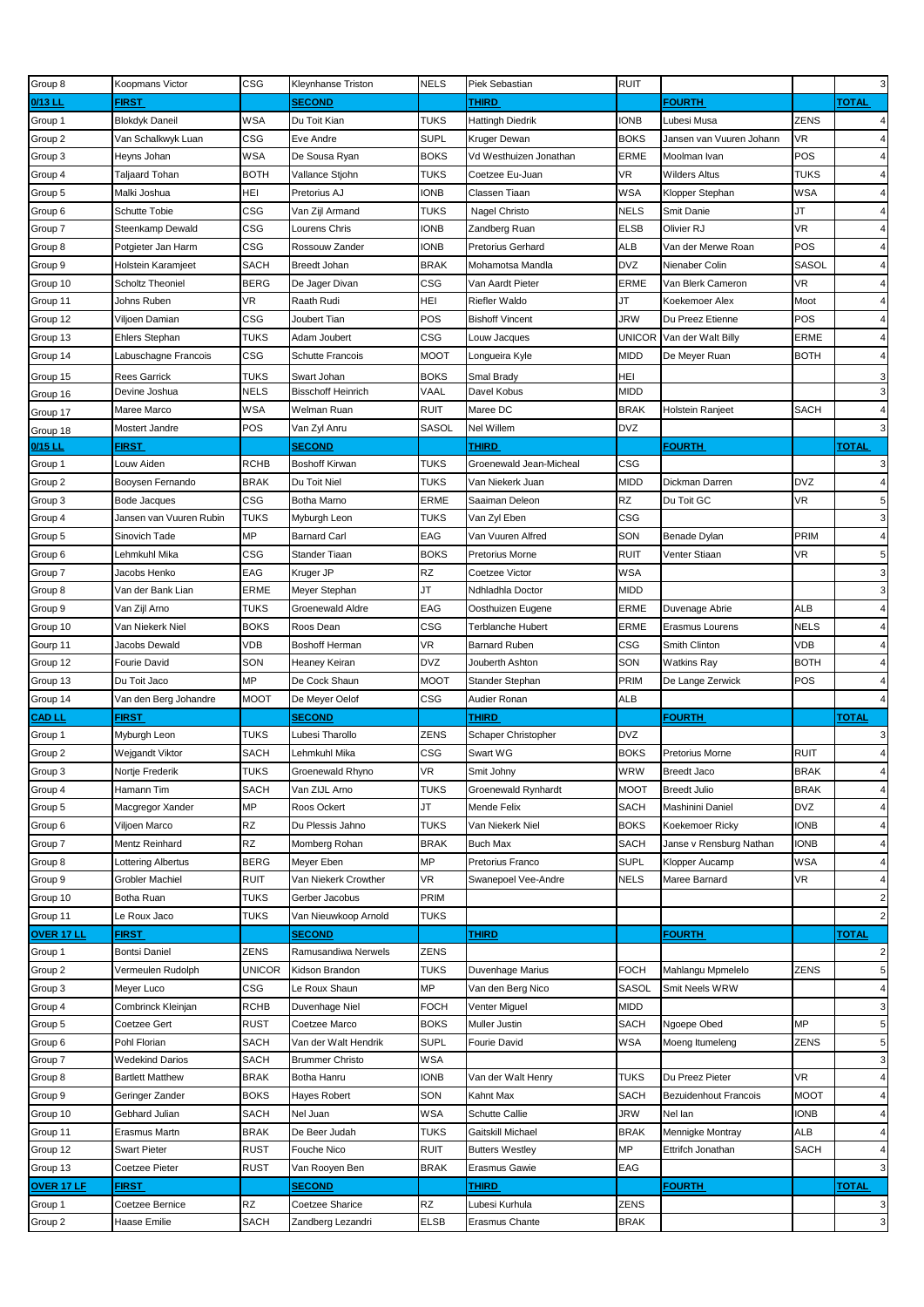| Group 8 | Koopmans Victor | CSG | Kleynhanse Triston | NELS | Piek Sebastian | RUIT | | | 3 |
|---|---|---|---|---|---|---|---|---|---|
| **0/13 LL** | **FIRST** | | **SECOND** | | **THIRD** | | **FOURTH** | | **TOTAL** |
| Group 1 | Blokdyk Daneil | WSA | Du Toit Kian | TUKS | Hattingh Diedrik | IONB | Lubesi Musa | ZENS | 4 |
| Group 2 | Van Schalkwyk Luan | CSG | Eve Andre | SUPL | Kruger Dewan | BOKS | Jansen van Vuuren Johann | VR | 4 |
| Group 3 | Heyns Johan | WSA | De Sousa Ryan | BOKS | Vd Westhuizen Jonathan | ERME | Moolman Ivan | POS | 4 |
| Group 4 | Taljaard Tohan | BOTH | Vallance Stjohn | TUKS | Coetzee Eu-Juan | VR | Wilders Altus | TUKS | 4 |
| Group 5 | Malki Joshua | HEI | Pretorius AJ | IONB | Classen Tiaan | WSA | Klopper Stephan | WSA | 4 |
| Group 6 | Schutte Tobie | CSG | Van Zijl Armand | TUKS | Nagel Christo | NELS | Smit Danie | JT | 4 |
| Group 7 | Steenkamp Dewald | CSG | Lourens Chris | IONB | Zandberg Ruan | ELSB | Olivier RJ | VR | 4 |
| Group 8 | Potgieter Jan Harm | CSG | Rossouw Zander | IONB | Pretorius Gerhard | ALB | Van der Merwe Roan | POS | 4 |
| Group 9 | Holstein Karamjeet | SACH | Breedt Johan | BRAK | Mohamotsa Mandla | DVZ | Nienaber Colin | SASOL | 4 |
| Group 10 | Scholtz Theoniel | BERG | De Jager Divan | CSG | Van Aardt Pieter | ERME | Van Blerk Cameron | VR | 4 |
| Group 11 | Johns Ruben | VR | Raath Rudi | HEI | Riefler Waldo | JT | Koekemoer Alex | Moot | 4 |
| Group 12 | Viljoen Damian | CSG | Joubert Tian | POS | Bishoff Vincent | JRW | Du Preez Etienne | POS | 4 |
| Group 13 | Ehlers Stephan | TUKS | Adam Joubert | CSG | Louw Jacques | UNICOR | Van der Walt Billy | ERME | 4 |
| Group 14 | Labuschagne Francois | CSG | Schutte Francois | MOOT | Longueira Kyle | MIDD | De Meyer Ruan | BOTH | 4 |
| Group 15 | Rees Garrick | TUKS | Swart Johan | BOKS | Smal Brady | HEI | | | 3 |
| Group 16 | Devine Joshua | NELS | Bisschoff Heinrich | VAAL | Davel Kobus | MIDD | | | 3 |
| Group 17 | Maree Marco | WSA | Welman Ruan | RUIT | Maree DC | BRAK | Holstein Ranjeet | SACH | 4 |
| Group 18 | Mostert Jandre | POS | Van Zyl Anru | SASOL | Nel Willem | DVZ | | | 3 |
| **0/15 LL** | **FIRST** | | **SECOND** | | **THIRD** | | **FOURTH** | | **TOTAL** |
| Group 1 | Louw Aiden | RCHB | Boshoff Kirwan | TUKS | Groenewald Jean-Micheal | CSG | | | 3 |
| Group 2 | Booysen Fernando | BRAK | Du Toit Niel | TUKS | Van Niekerk Juan | MIDD | Dickman Darren | DVZ | 4 |
| Group 3 | Bode Jacques | CSG | Botha Marno | ERME | Saaiman Deleon | RZ | Du Toit GC | VR | 5 |
| Group 4 | Jansen van Vuuren Rubin | TUKS | Myburgh Leon | TUKS | Van Zyl Eben | CSG | | | 3 |
| Group 5 | Sinovich Tade | MP | Barnard Carl | EAG | Van Vuuren Alfred | SON | Benade Dylan | PRIM | 4 |
| Group 6 | Lehmkuhl Mika | CSG | Stander Tiaan | BOKS | Pretorius Morne | RUIT | Venter Stiaan | VR | 5 |
| Group 7 | Jacobs Henko | EAG | Kruger JP | RZ | Coetzee Victor | WSA | | | 3 |
| Group 8 | Van der Bank Lian | ERME | Meyer Stephan | JT | Ndhladhla Doctor | MIDD | | | 3 |
| Group 9 | Van Zijl Arno | TUKS | Groenewald Aldre | EAG | Oosthuizen Eugene | ERME | Duvenage Abrie | ALB | 4 |
| Group 10 | Van Niekerk Niel | BOKS | Roos Dean | CSG | Terblanche Hubert | ERME | Erasmus Lourens | NELS | 4 |
| Gourp 11 | Jacobs Dewald | VDB | Boshoff Herman | VR | Barnard Ruben | CSG | Smith Clinton | VDB | 4 |
| Group 12 | Fourie David | SON | Heaney Keiran | DVZ | Jouberth Ashton | SON | Watkins Ray | BOTH | 4 |
| Group 13 | Du Toit Jaco | MP | De Cock Shaun | MOOT | Stander Stephan | PRIM | De Lange Zerwick | POS | 4 |
| Group 14 | Van den Berg Johandre | MOOT | De Meyer Oelof | CSG | Audier Ronan | ALB | | | 4 |
| **CAD LL** | **FIRST** | | **SECOND** | | **THIRD** | | **FOURTH** | | **TOTAL** |
| Group 1 | Myburgh Leon | TUKS | Lubesi Tharollo | ZENS | Schaper Christopher | DVZ | | | 3 |
| Group 2 | Wejgandt Viktor | SACH | Lehmkuhl Mika | CSG | Swart WG | BOKS | Pretorius Morne | RUIT | 4 |
| Group 3 | Nortje Frederik | TUKS | Groenewald Rhyno | VR | Smit Johny | WRW | Breedt Jaco | BRAK | 4 |
| Group 4 | Hamann Tim | SACH | Van ZIJL Arno | TUKS | Groenewald Rynhardt | MOOT | Breedt Julio | BRAK | 4 |
| Group 5 | Macgregor Xander | MP | Roos Ockert | JT | Mende Felix | SACH | Mashinini Daniel | DVZ | 4 |
| Group 6 | Viljoen Marco | RZ | Du Plessis Jahno | TUKS | Van Niekerk Niel | BOKS | Koekemoer Ricky | IONB | 4 |
| Group 7 | Mentz Reinhard | RZ | Momberg Rohan | BRAK | Buch Max | SACH | Janse v Rensburg Nathan | IONB | 4 |
| Group 8 | Lottering Albertus | BERG | Meyer Eben | MP | Pretorius Franco | SUPL | Klopper Aucamp | WSA | 4 |
| Group 9 | Grobler Machiel | RUIT | Van Niekerk Crowther | VR | Swanepoel Vee-Andre | NELS | Maree Barnard | VR | 4 |
| Group 10 | Botha Ruan | TUKS | Gerber Jacobus | PRIM | | | | | 2 |
| Group 11 | Le Roux Jaco | TUKS | Van Nieuwkoop Arnold | TUKS | | | | | 2 |
| **OVER 17 LL** | **FIRST** | | **SECOND** | | **THIRD** | | **FOURTH** | | **TOTAL** |
| Group 1 | Bontsi Daniel | ZENS | Ramusandiwa Nerwels | ZENS | | | | | 2 |
| Group 2 | Vermeulen Rudolph | UNICOR | Kidson Brandon | TUKS | Duvenhage Marius | FOCH | Mahlangu Mpmelelo | ZENS | 5 |
| Group 3 | Meyer Luco | CSG | Le Roux Shaun | MP | Van den Berg Nico | SASOL | Smit Neels WRW | | 4 |
| Group 4 | Combrinck Kleinjan | RCHB | Duvenhage Niel | FOCH | Venter Miguel | MIDD | | | 3 |
| Group 5 | Coetzee Gert | RUST | Coetzee Marco | BOKS | Muller Justin | SACH | Ngoepe Obed | MP | 5 |
| Group 6 | Pohl Florian | SACH | Van der Walt Hendrik | SUPL | Fourie David | WSA | Moeng Itumeleng | ZENS | 5 |
| Group 7 | Wedekind Darios | SACH | Brummer Christo | WSA | | | | | 3 |
| Group 8 | Bartlett Matthew | BRAK | Botha Hanru | IONB | Van der Walt Henry | TUKS | Du Preez Pieter | VR | 4 |
| Group 9 | Geringer Zander | BOKS | Hayes Robert | SON | Kahnt Max | SACH | Bezuidenhout Francois | MOOT | 4 |
| Group 10 | Gebhard Julian | SACH | Nel Juan | WSA | Schutte Callie | JRW | Nel Ian | IONB | 4 |
| Group 11 | Erasmus Martn | BRAK | De Beer Judah | TUKS | Gaitskill Michael | BRAK | Mennigke Montray | ALB | 4 |
| Group 12 | Swart Pieter | RUST | Fouche Nico | RUIT | Butters Westley | MP | Ettrifch Jonathan | SACH | 4 |
| Group 13 | Coetzee Pieter | RUST | Van Rooyen Ben | BRAK | Erasmus Gawie | EAG | | | 3 |
| **OVER 17 LF** | **FIRST** | | **SECOND** | | **THIRD** | | **FOURTH** | | **TOTAL** |
| Group 1 | Coetzee Bernice | RZ | Coetzee Sharice | RZ | Lubesi Kurhula | ZENS | | | 3 |
| Group 2 | Haase Emilie | SACH | Zandberg Lezandri | ELSB | Erasmus Chante | BRAK | | | 3 |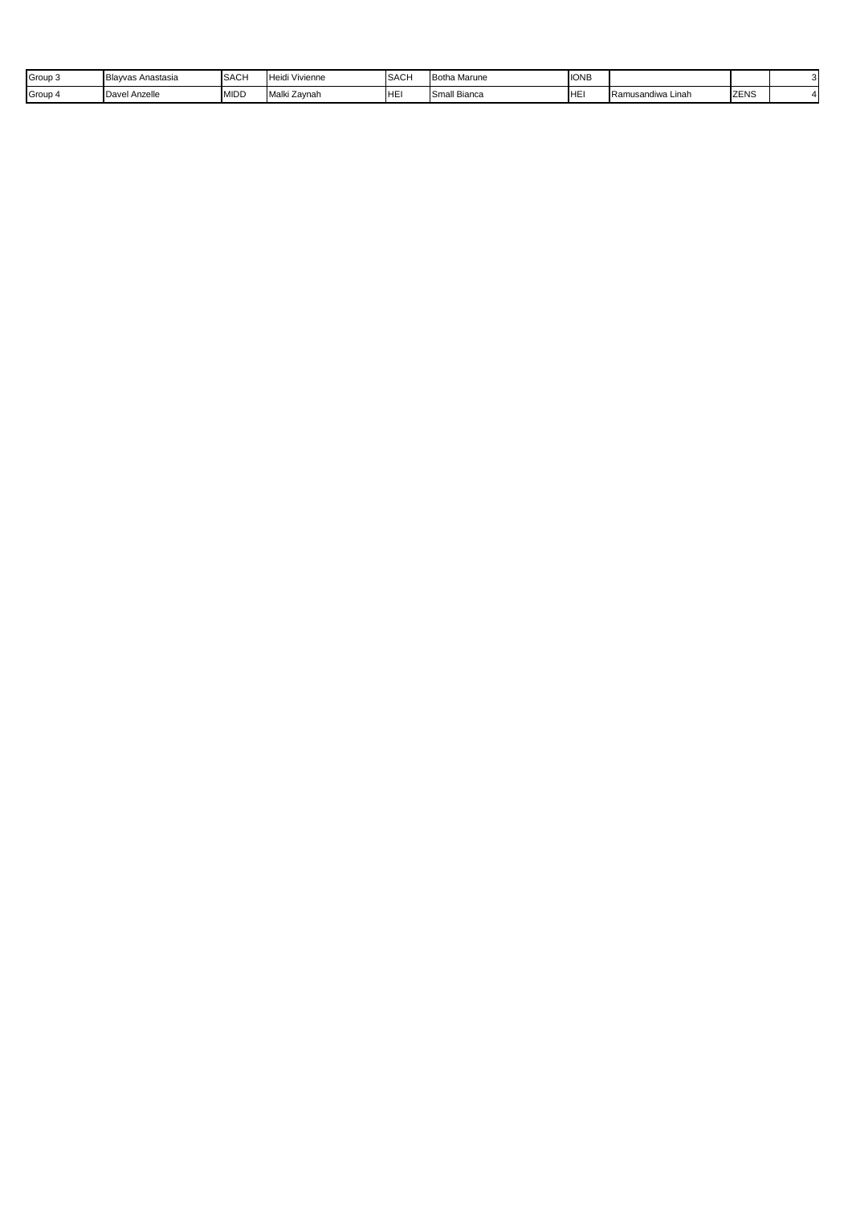| | | | | | | | | | |
|---|---|---|---|---|---|---|---|---|---|
| Group 3 | Blayvas Anastasia | SACH | Heidi Vivienne | SACH | Botha Marune | IONB | | | 3 |
| Group 4 | Davel Anzelle | MIDD | Malki Zaynah | HEI | Small Bianca | HEI | Ramusandiwa Linah | ZENS | 4 |